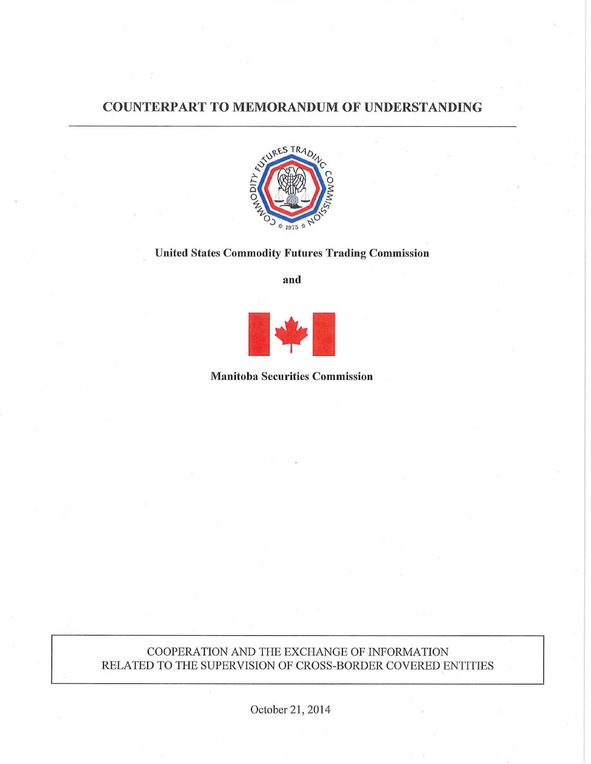# COUNTERPART TO MEMORANDUM OF UNDERSTANDING

**United States Commodity Futures Trading Commission**

**and**

**Manitoba Securities Commission**

COOPERATION AND THE EXCHANGE OF INFORMATION RELATED TO THE SUPERVISION OF CROSS-BORDER COVERED ENTITIES

October 21, 2014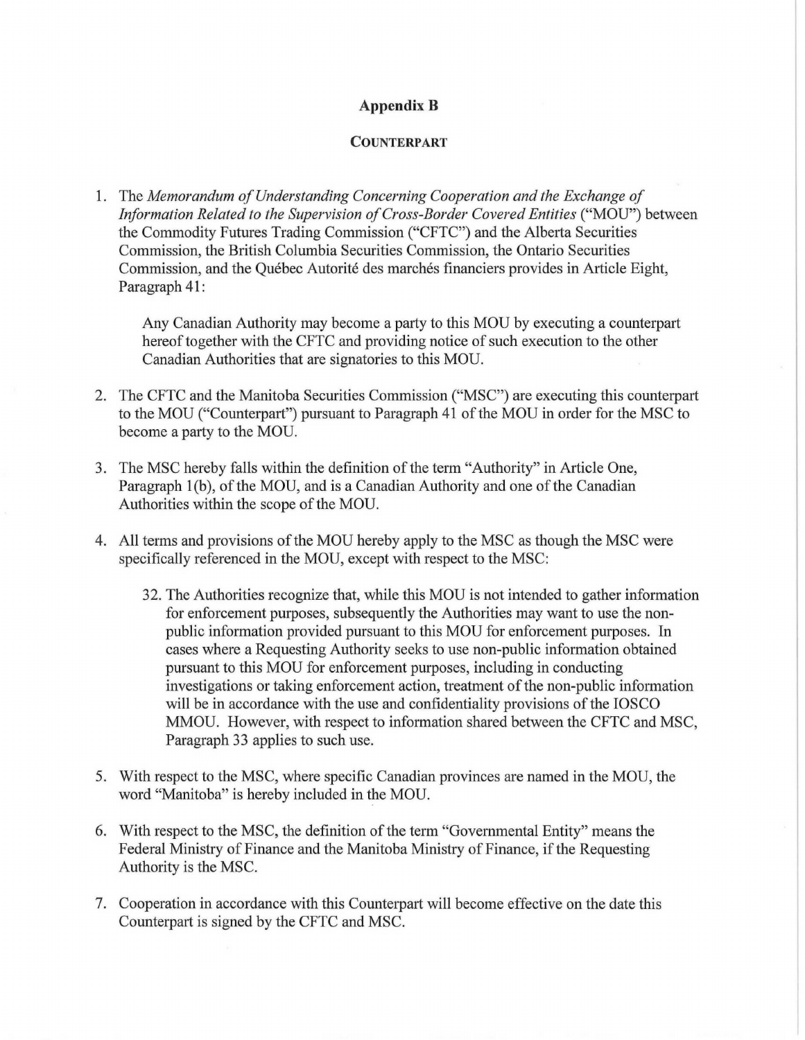# Appendix B

## COUNTERPART

1. The *Memorandum of Understanding Concerning Cooperation and the Exchange of Information Related to the Supervision of Cross-Border Covered Entities* ("MOU") between the Commodity Futures Trading Commission ("CFTC") and the Alberta Securities Commission, the British Columbia Securities Commission, the Ontario Securities Commission, and the Québec Autorité des marchés financiers provides in Article Eight, Paragraph 41:

   Any Canadian Authority may become a party to this MOU by executing a counterpart hereof together with the CFTC and providing notice of such execution to the other Canadian Authorities that are signatories to this MOU.

2. The CFTC and the Manitoba Securities Commission ("MSC") are executing this counterpart to the MOU ("Counterpart") pursuant to Paragraph 41 of the MOU in order for the MSC to become a party to the MOU.

3. The MSC hereby falls within the definition of the term "Authority" in Article One, Paragraph 1(b), of the MOU, and is a Canadian Authority and one of the Canadian Authorities within the scope of the MOU.

4. All terms and provisions of the MOU hereby apply to the MSC as though the MSC were specifically referenced in the MOU, except with respect to the MSC:

   32. The Authorities recognize that, while this MOU is not intended to gather information for enforcement purposes, subsequently the Authorities may want to use the non-public information provided pursuant to this MOU for enforcement purposes. In cases where a Requesting Authority seeks to use non-public information obtained pursuant to this MOU for enforcement purposes, including in conducting investigations or taking enforcement action, treatment of the non-public information will be in accordance with the use and confidentiality provisions of the IOSCO MMOU. However, with respect to information shared between the CFTC and MSC, Paragraph 33 applies to such use.

5. With respect to the MSC, where specific Canadian provinces are named in the MOU, the word "Manitoba" is hereby included in the MOU.

6. With respect to the MSC, the definition of the term "Governmental Entity" means the Federal Ministry of Finance and the Manitoba Ministry of Finance, if the Requesting Authority is the MSC.

7. Cooperation in accordance with this Counterpart will become effective on the date this Counterpart is signed by the CFTC and MSC.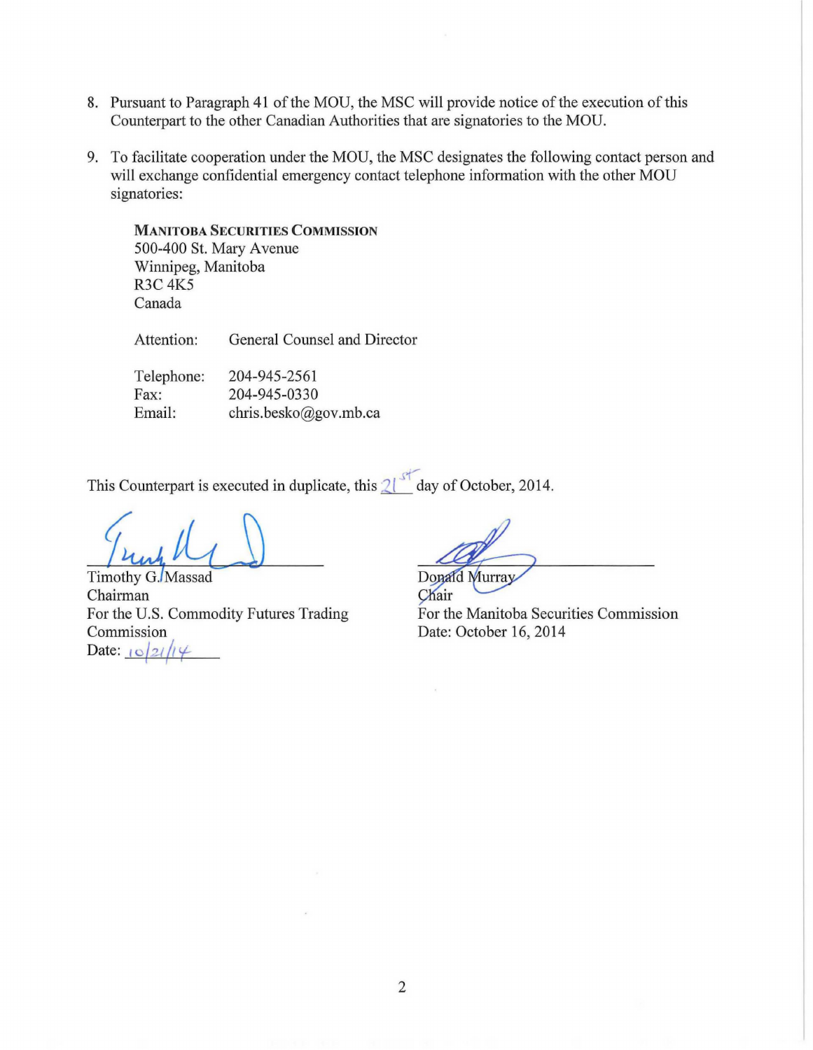8. Pursuant to Paragraph 41 of the MOU, the MSC will provide notice of the execution of this Counterpart to the other Canadian Authorities that are signatories to the MOU.

9. To facilitate cooperation under the MOU, the MSC designates the following contact person and will exchange confidential emergency contact telephone information with the other MOU signatories:

   **MANITOBA SECURITIES COMMISSION**
   500-400 St. Mary Avenue
   Winnipeg, Manitoba
   R3C 4K5
   Canada

   Attention: General Counsel and Director

   Telephone: 204-945-2561
   Fax: 204-945-0330
   Email: chris.besko@gov.mb.ca

This Counterpart is executed in duplicate, this 21st day of October, 2014.

Timothy G. Massad
Chairman
For the U.S. Commodity Futures Trading Commission
Date: 10/21/14

Donald Murray
Chair
For the Manitoba Securities Commission
Date: October 16, 2014